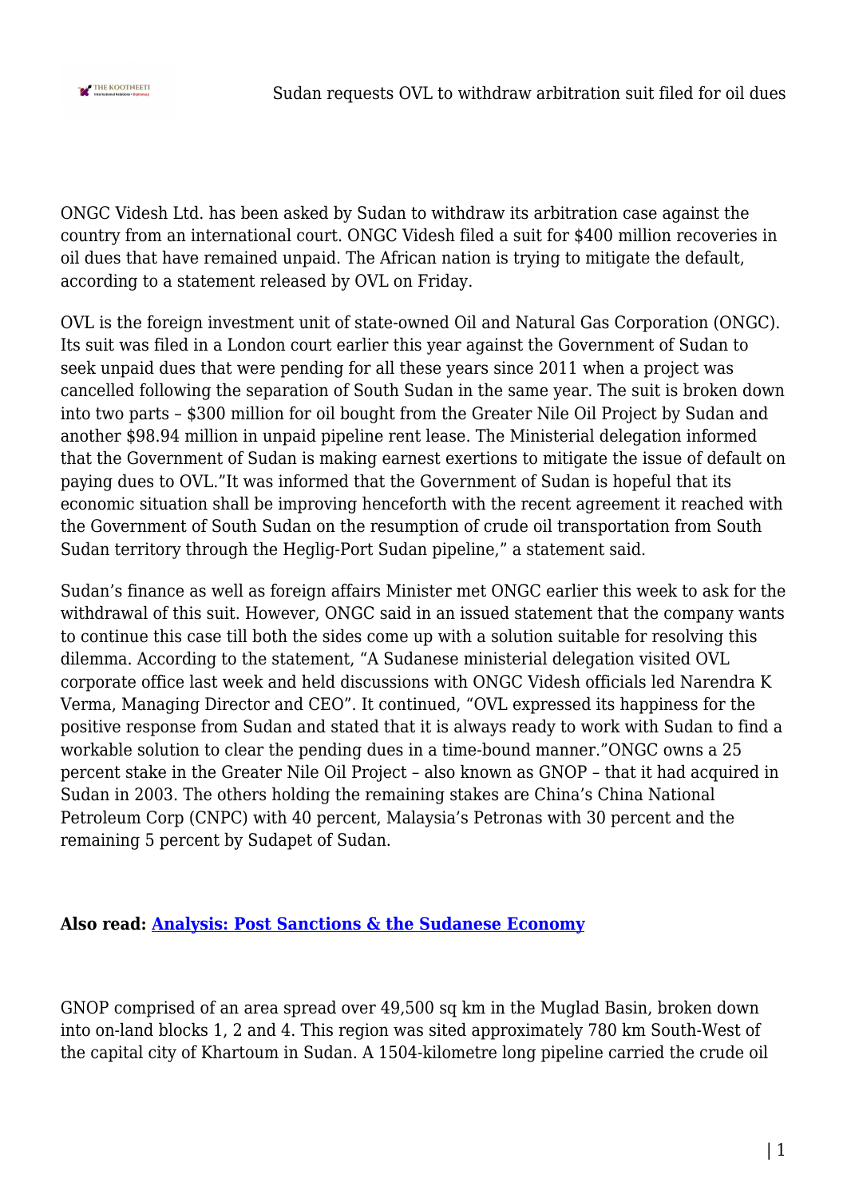ONGC Videsh Ltd. has been asked by Sudan to withdraw its arbitration case against the country from an international court. ONGC Videsh filed a suit for $400 million recoveries in oil dues that have remained unpaid. The African nation is trying to mitigate the default, according to a statement released by OVL on Friday.

OVL is the foreign investment unit of state-owned Oil and Natural Gas Corporation (ONGC). Its suit was filed in a London court earlier this year against the Government of Sudan to seek unpaid dues that were pending for all these years since 2011 when a project was cancelled following the separation of South Sudan in the same year. The suit is broken down into two parts – $300 million for oil bought from the Greater Nile Oil Project by Sudan and another $98.94 million in unpaid pipeline rent lease. The Ministerial delegation informed that the Government of Sudan is making earnest exertions to mitigate the issue of default on paying dues to OVL."It was informed that the Government of Sudan is hopeful that its economic situation shall be improving henceforth with the recent agreement it reached with the Government of South Sudan on the resumption of crude oil transportation from South Sudan territory through the Heglig-Port Sudan pipeline," a statement said.

Sudan's finance as well as foreign affairs Minister met ONGC earlier this week to ask for the withdrawal of this suit. However, ONGC said in an issued statement that the company wants to continue this case till both the sides come up with a solution suitable for resolving this dilemma. According to the statement, "A Sudanese ministerial delegation visited OVL corporate office last week and held discussions with ONGC Videsh officials led Narendra K Verma, Managing Director and CEO". It continued, "OVL expressed its happiness for the positive response from Sudan and stated that it is always ready to work with Sudan to find a workable solution to clear the pending dues in a time-bound manner."ONGC owns a 25 percent stake in the Greater Nile Oil Project – also known as GNOP – that it had acquired in Sudan in 2003. The others holding the remaining stakes are China's China National Petroleum Corp (CNPC) with 40 percent, Malaysia's Petronas with 30 percent and the remaining 5 percent by Sudapet of Sudan.

**Also read: [Analysis: Post Sanctions & the Sudanese Economy]()**

GNOP comprised of an area spread over 49,500 sq km in the Muglad Basin, broken down into on-land blocks 1, 2 and 4. This region was sited approximately 780 km South-West of the capital city of Khartoum in Sudan. A 1504-kilometre long pipeline carried the crude oil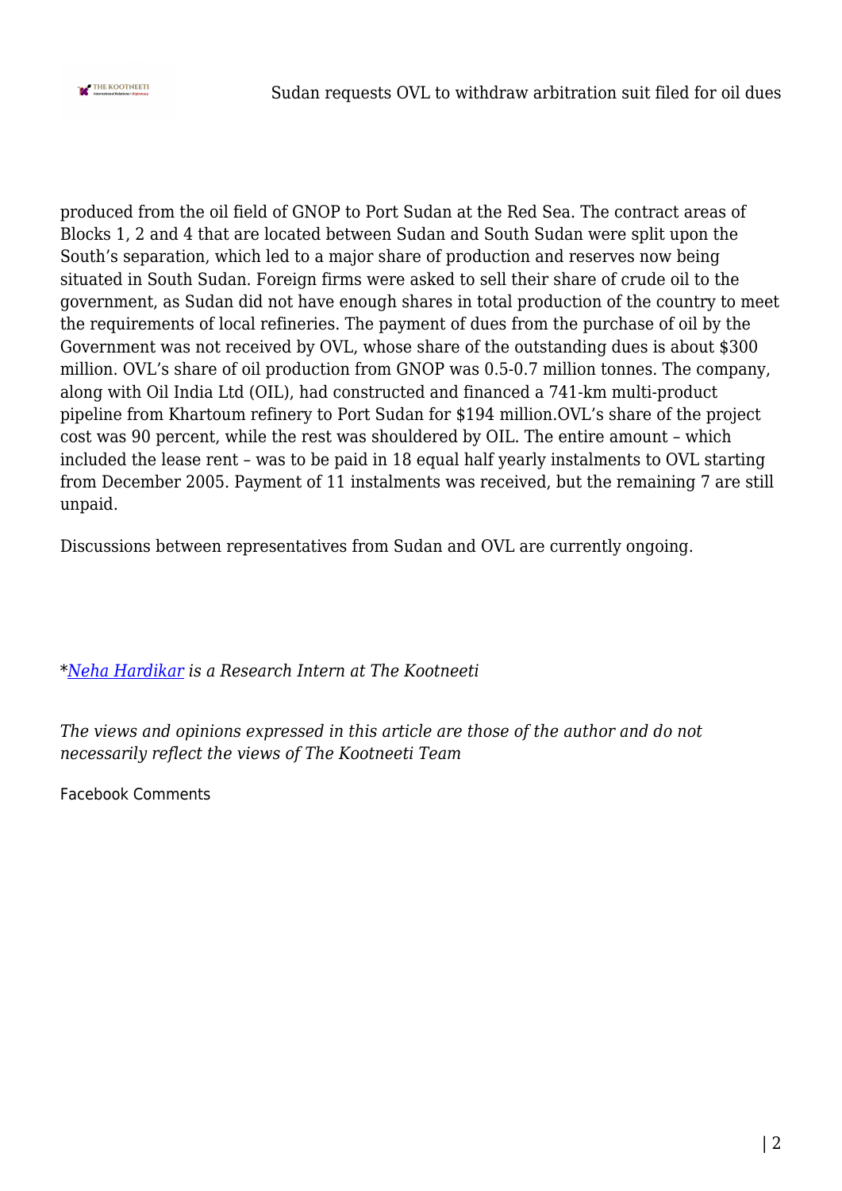produced from the oil field of GNOP to Port Sudan at the Red Sea. The contract areas of Blocks 1, 2 and 4 that are located between Sudan and South Sudan were split upon the South's separation, which led to a major share of production and reserves now being situated in South Sudan. Foreign firms were asked to sell their share of crude oil to the government, as Sudan did not have enough shares in total production of the country to meet the requirements of local refineries. The payment of dues from the purchase of oil by the Government was not received by OVL, whose share of the outstanding dues is about $300 million. OVL's share of oil production from GNOP was 0.5-0.7 million tonnes. The company, along with Oil India Ltd (OIL), had constructed and financed a 741-km multi-product pipeline from Khartoum refinery to Port Sudan for $194 million.OVL's share of the project cost was 90 percent, while the rest was shouldered by OIL. The entire amount – which included the lease rent – was to be paid in 18 equal half yearly instalments to OVL starting from December 2005. Payment of 11 instalments was received, but the remaining 7 are still unpaid.

Discussions between representatives from Sudan and OVL are currently ongoing.

*\*Neha Hardikar is a Research Intern at The Kootneeti*

*The views and opinions expressed in this article are those of the author and do not necessarily reflect the views of The Kootneeti Team*

Facebook Comments